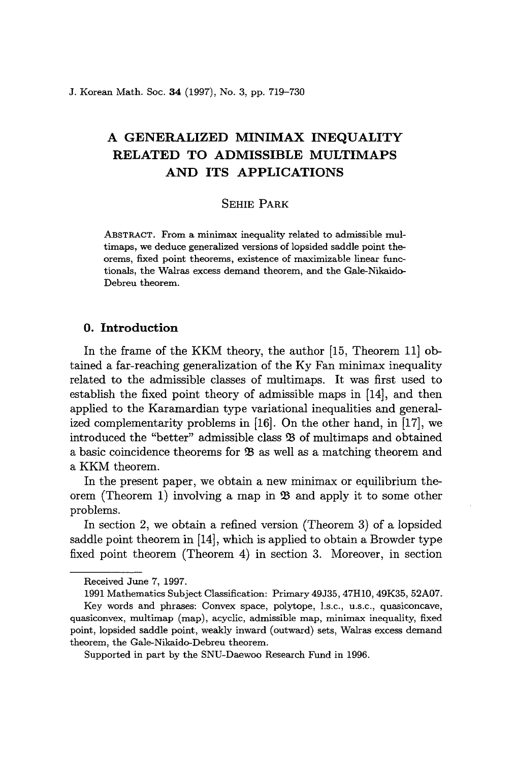# A GENERALIZED MINIMAX INEQUALITY RELATED TO ADMISSIBLE MULTIMAPS AND ITS APPLICATIONS

SEHIE PARK

ABSTRACT. From a minimax inequality related to admissible multimaps, we deduce generalized versions of lopsided saddle point theorems, fixed point theorems, existence of maximizable linear functionals, the Walras excess demand theorem, and the Gale-Nikaido-Debreu theorem.

## 0. Introduction

In the frame of the KKM theory, the author [15, Theorem 11] obtained a far-reaching generalization of the Ky Fan minimax inequality related to the admissible classes of multimaps. It was first used to establish the fixed point theory of admissible maps in [14], and then applied to the Karamardian type variational inequalities and generalized complementarity problems in [16]. On the other hand, in [17], we introduced the "better" admissible class $\mathfrak{B}$ of multimaps and obtained a basic coincidence theorems for $\mathfrak{B}$ as well as a matching theorem and a KKM theorem.

In the present paper, we obtain a new minimax or equilibrium theorem (Theorem 1) involving a map in $\mathfrak{B}$ and apply it to some other problems.

In section 2, we obtain a refined version (Theorem 3) of a lopsided saddle point theorem in [14], which is applied to obtain a Browder type fixed point theorem (Theorem 4) in section 3. Moreover, in section

---

Received June 7, 1997.

1991 Mathematics Subject Classification: Primary 49J35, 47H10, 49K35, 52A07.

Key words and phrases: Convex space, polytope, l.s.c., u.s.c., quasiconcave, quasiconvex, multimap (map), acyclic, admissible map, minimax inequality, fixed point, lopsided saddle point, weakly inward (outward) sets, Walras excess demand theorem, the Gale-Nikaido-Debreu theorem.

Supported in part by the SNU-Daewoo Research Fund in 1996.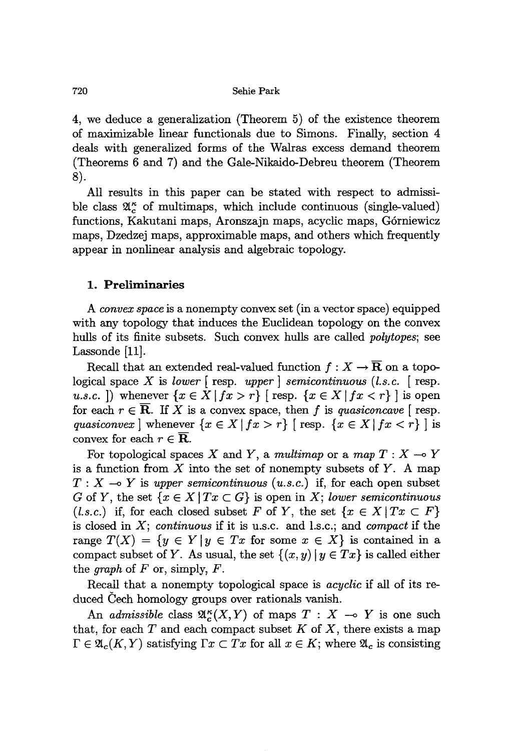4, we deduce a generalization (Theorem 5) of the existence theorem of maximizable linear functionals due to Simons. Finally, section 4 deals with generalized forms of the Walras excess demand theorem (Theorems 6 and 7) and the Gale-Nikaido-Debreu theorem (Theorem 8).

All results in this paper can be stated with respect to admissible class $\mathfrak{A}_c^\kappa$ of multimaps, which include continuous (single-valued) functions, Kakutani maps, Aronszajn maps, acyclic maps, Górniewicz maps, Dzedzej maps, approximable maps, and others which frequently appear in nonlinear analysis and algebraic topology.

## 1. Preliminaries

A *convex space* is a nonempty convex set (in a vector space) equipped with any topology that induces the Euclidean topology on the convex hulls of its finite subsets. Such convex hulls are called *polytopes*; see Lassonde [11].

Recall that an extended real-valued function $f : X \to \overline{\mathbf{R}}$ on a topological space $X$ is *lower* [ resp. *upper* ] *semicontinuous* (*l.s.c.* [ resp. *u.s.c.* ]) whenever $\{x \in X \mid fx > r\}$ [ resp. $\{x \in X \mid fx < r\}$ ] is open for each $r \in \overline{\mathbf{R}}$. If $X$ is a convex space, then $f$ is *quasiconcave* [ resp. *quasiconvex* ] whenever $\{x \in X \mid fx > r\}$ [ resp. $\{x \in X \mid fx < r\}$ ] is convex for each $r \in \overline{\mathbf{R}}$.

For topological spaces $X$ and $Y$, a *multimap* or a *map* $T : X \multimap Y$ is a function from $X$ into the set of nonempty subsets of $Y$. A map $T : X \multimap Y$ is *upper semicontinuous* (*u.s.c.*) if, for each open subset $G$ of $Y$, the set $\{x \in X \mid Tx \subset G\}$ is open in $X$; *lower semicontinuous* (*l.s.c.*) if, for each closed subset $F$ of $Y$, the set $\{x \in X \mid Tx \subset F\}$ is closed in $X$; *continuous* if it is u.s.c. and l.s.c.; and *compact* if the range $T(X) = \{y \in Y \mid y \in Tx \text{ for some } x \in X\}$ is contained in a compact subset of $Y$. As usual, the set $\{(x, y) \mid y \in Tx\}$ is called either the *graph* of $F$ or, simply, $F$.

Recall that a nonempty topological space is *acyclic* if all of its reduced Čech homology groups over rationals vanish.

An *admissible* class $\mathfrak{A}_c^\kappa(X, Y)$ of maps $T : X \multimap Y$ is one such that, for each $T$ and each compact subset $K$ of $X$, there exists a map $\Gamma \in \mathfrak{A}_c(K, Y)$ satisfying $\Gamma x \subset Tx$ for all $x \in K$; where $\mathfrak{A}_c$ is consisting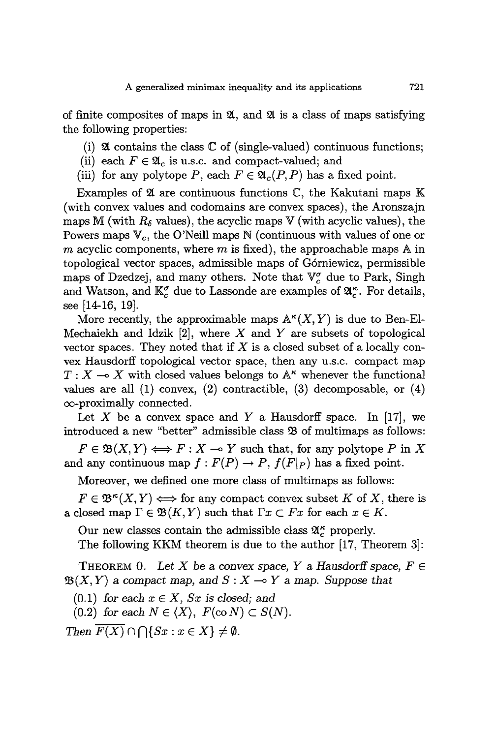of finite composites of maps in $\mathfrak{A}$, and $\mathfrak{A}$ is a class of maps satisfying the following properties:

(i) $\mathfrak{A}$ contains the class $\mathbb{C}$ of (single-valued) continuous functions;

(ii) each $F \in \mathfrak{A}_c$ is u.s.c. and compact-valued; and

(iii) for any polytope $P$, each $F \in \mathfrak{A}_c(P, P)$ has a fixed point.

Examples of $\mathfrak{A}$ are continuous functions $\mathbb{C}$, the Kakutani maps $\mathbb{K}$ (with convex values and codomains are convex spaces), the Aronszajn maps $\mathbb{M}$ (with $R_\delta$ values), the acyclic maps $\mathbb{V}$ (with acyclic values), the Powers maps $\mathbb{V}_c$, the O'Neill maps $\mathbb{N}$ (continuous with values of one or $m$ acyclic components, where $m$ is fixed), the approachable maps $\mathbb{A}$ in topological vector spaces, admissible maps of Górniewicz, permissible maps of Dzedzej, and many others. Note that $\mathbb{V}_c^\sigma$ due to Park, Singh and Watson, and $\mathbb{K}_c^\sigma$ due to Lassonde are examples of $\mathfrak{A}_c^\kappa$. For details, see [14-16, 19].

More recently, the approximable maps $\mathbb{A}^\kappa(X, Y)$ is due to Ben-El-Mechaiekh and Idzik [2], where $X$ and $Y$ are subsets of topological vector spaces. They noted that if $X$ is a closed subset of a locally convex Hausdorff topological vector space, then any u.s.c. compact map $T : X \multimap X$ with closed values belongs to $\mathbb{A}^\kappa$ whenever the functional values are all (1) convex, (2) contractible, (3) decomposable, or (4) $\infty$-proximally connected.

Let $X$ be a convex space and $Y$ a Hausdorff space. In [17], we introduced a new "better" admissible class $\mathfrak{B}$ of multimaps as follows:

$F \in \mathfrak{B}(X, Y) \iff F : X \multimap Y$ such that, for any polytope $P$ in $X$ and any continuous map $f : F(P) \to P$, $f(F|_P)$ has a fixed point.

Moreover, we defined one more class of multimaps as follows:

$F \in \mathfrak{B}^\kappa(X, Y) \iff$ for any compact convex subset $K$ of $X$, there is a closed map $\Gamma \in \mathfrak{B}(K, Y)$ such that $\Gamma x \subset Fx$ for each $x \in K$.

Our new classes contain the admissible class $\mathfrak{A}_c^\kappa$ properly.

The following KKM theorem is due to the author [17, Theorem 3]:

THEOREM 0. *Let $X$ be a convex space, $Y$ a Hausdorff space, $F \in \mathfrak{B}(X, Y)$ a compact map, and $S : X \multimap Y$ a map. Suppose that*

*(0.1) for each $x \in X$, $Sx$ is closed; and*

*(0.2) for each $N \in \langle X \rangle$, $F(\operatorname{co} N) \subset S(N)$.*

*Then $\overline{F(X)} \cap \bigcap\{Sx : x \in X\} \neq \emptyset$.*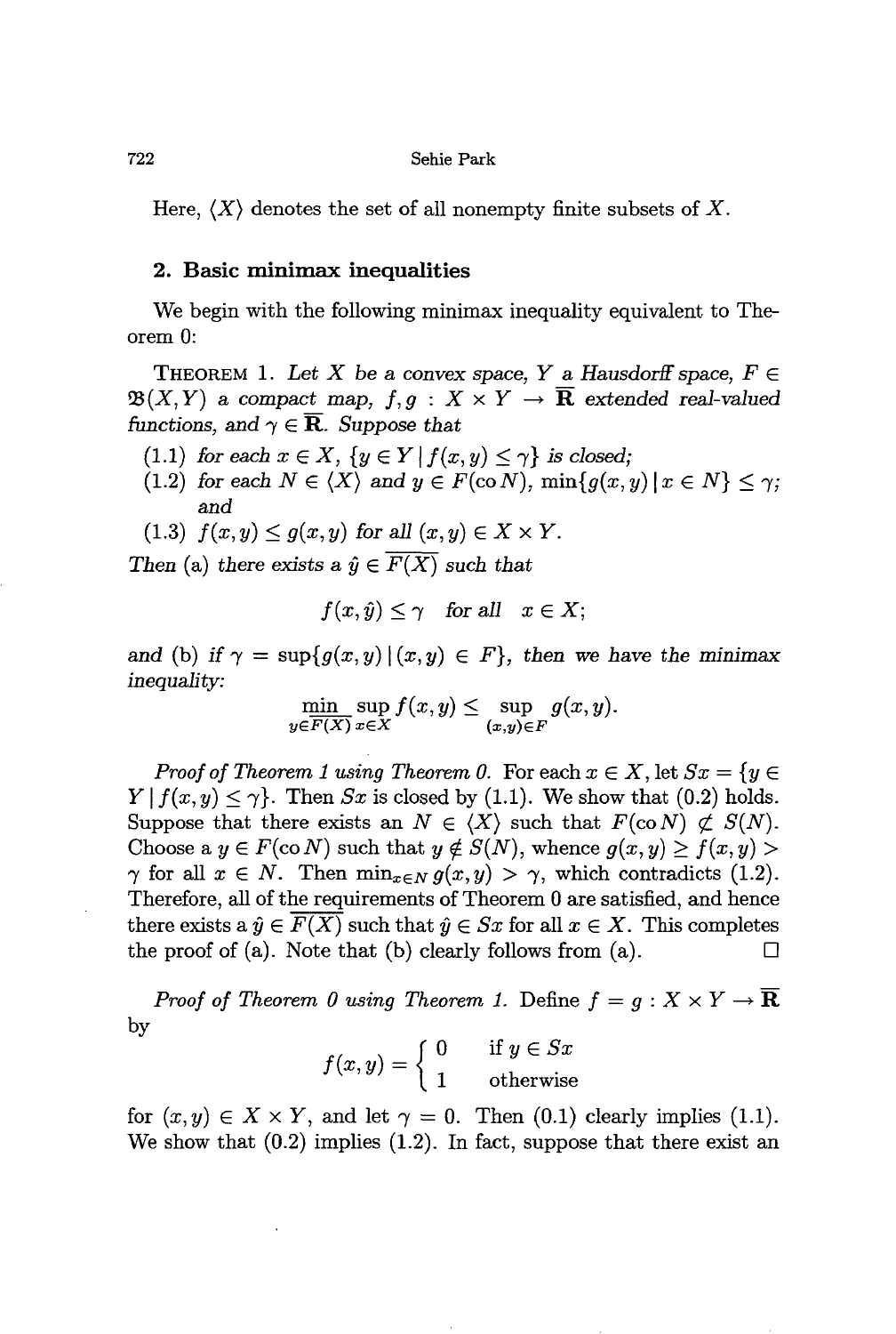Here, $\langle X \rangle$ denotes the set of all nonempty finite subsets of $X$.

## 2. Basic minimax inequalities

We begin with the following minimax inequality equivalent to Theorem 0:

**Theorem 1.** *Let $X$ be a convex space, $Y$ a Hausdorff space, $F \in \mathfrak{B}(X, Y)$ a compact map, $f, g : X \times Y \to \overline{\mathbf{R}}$ extended real-valued functions, and $\gamma \in \overline{\mathbf{R}}$. Suppose that*

(1.1) *for each $x \in X$, $\{y \in Y \mid f(x, y) \leq \gamma\}$ is closed;*
(1.2) *for each $N \in \langle X \rangle$ and $y \in F(\operatorname{co} N)$, $\min\{g(x, y) \mid x \in N\} \leq \gamma$; and*
(1.3) *$f(x, y) \leq g(x, y)$ for all $(x, y) \in X \times Y$.*

*Then* (a) *there exists a $\hat{y} \in \overline{F(X)}$ such that*

$$f(x, \hat{y}) \leq \gamma \quad \text{for all} \quad x \in X;$$

*and* (b) *if $\gamma = \sup\{g(x, y) \mid (x, y) \in F\}$, then we have the minimax inequality:*

$$\min_{y \in \overline{F(X)}} \sup_{x \in X} f(x, y) \leq \sup_{(x,y) \in F} g(x, y).$$

*Proof of Theorem 1 using Theorem 0.* For each $x \in X$, let $Sx = \{y \in Y \mid f(x, y) \leq \gamma\}$. Then $Sx$ is closed by (1.1). We show that (0.2) holds. Suppose that there exists an $N \in \langle X \rangle$ such that $F(\operatorname{co} N) \not\subset S(N)$. Choose a $y \in F(\operatorname{co} N)$ such that $y \notin S(N)$, whence $g(x, y) \geq f(x, y) > \gamma$ for all $x \in N$. Then $\min_{x \in N} g(x, y) > \gamma$, which contradicts (1.2). Therefore, all of the requirements of Theorem 0 are satisfied, and hence there exists a $\hat{y} \in \overline{F(X)}$ such that $\hat{y} \in Sx$ for all $x \in X$. This completes the proof of (a). Note that (b) clearly follows from (a). $\square$

*Proof of Theorem 0 using Theorem 1.* Define $f = g : X \times Y \to \overline{\mathbf{R}}$ by

$$f(x, y) = \begin{cases} 0 & \text{if } y \in Sx \\ 1 & \text{otherwise} \end{cases}$$

for $(x, y) \in X \times Y$, and let $\gamma = 0$. Then (0.1) clearly implies (1.1). We show that (0.2) implies (1.2). In fact, suppose that there exist an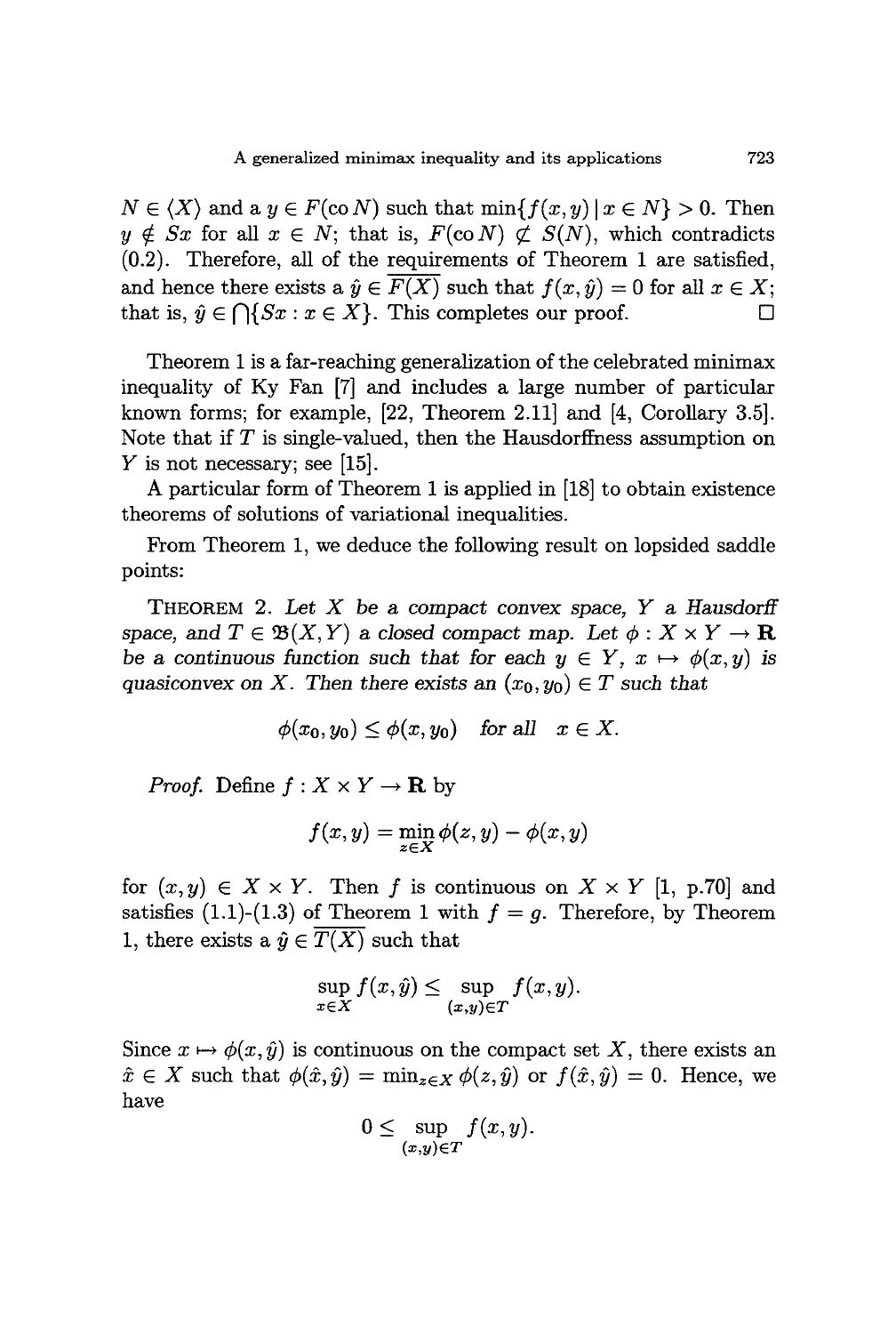$N \in \langle X \rangle$ and a $y \in F(\text{co}\, N)$ such that $\min\{f(x,y) \mid x \in N\} > 0$. Then $y \notin Sx$ for all $x \in N$; that is, $F(\text{co}\, N) \not\subset S(N)$, which contradicts (0.2). Therefore, all of the requirements of Theorem 1 are satisfied, and hence there exists a $\hat{y} \in \overline{F(X)}$ such that $f(x, \hat{y}) = 0$ for all $x \in X$; that is, $\hat{y} \in \bigcap\{Sx : x \in X\}$. This completes our proof. $\square$

Theorem 1 is a far-reaching generalization of the celebrated minimax inequality of Ky Fan [7] and includes a large number of particular known forms; for example, [22, Theorem 2.11] and [4, Corollary 3.5]. Note that if $T$ is single-valued, then the Hausdorffness assumption on $Y$ is not necessary; see [15].

A particular form of Theorem 1 is applied in [18] to obtain existence theorems of solutions of variational inequalities.

From Theorem 1, we deduce the following result on lopsided saddle points:

THEOREM 2. *Let $X$ be a compact convex space, $Y$ a Hausdorff space, and $T \in \mathfrak{B}(X, Y)$ a closed compact map. Let $\phi : X \times Y \to \mathbf{R}$ be a continuous function such that for each $y \in Y$, $x \mapsto \phi(x, y)$ is quasiconvex on $X$. Then there exists an $(x_0, y_0) \in T$ such that*

$$\phi(x_0, y_0) \le \phi(x, y_0) \quad \textit{for all} \quad x \in X.$$

*Proof.* Define $f : X \times Y \to \mathbf{R}$ by

$$f(x,y) = \min_{z \in X} \phi(z, y) - \phi(x, y)$$

for $(x, y) \in X \times Y$. Then $f$ is continuous on $X \times Y$ [1, p.70] and satisfies (1.1)-(1.3) of Theorem 1 with $f = g$. Therefore, by Theorem 1, there exists a $\hat{y} \in \overline{T(X)}$ such that

$$\sup_{x \in X} f(x, \hat{y}) \le \sup_{(x,y) \in T} f(x, y).$$

Since $x \mapsto \phi(x, \hat{y})$ is continuous on the compact set $X$, there exists an $\hat{x} \in X$ such that $\phi(\hat{x}, \hat{y}) = \min_{z \in X} \phi(z, \hat{y})$ or $f(\hat{x}, \hat{y}) = 0$. Hence, we have

$$0 \le \sup_{(x,y) \in T} f(x, y).$$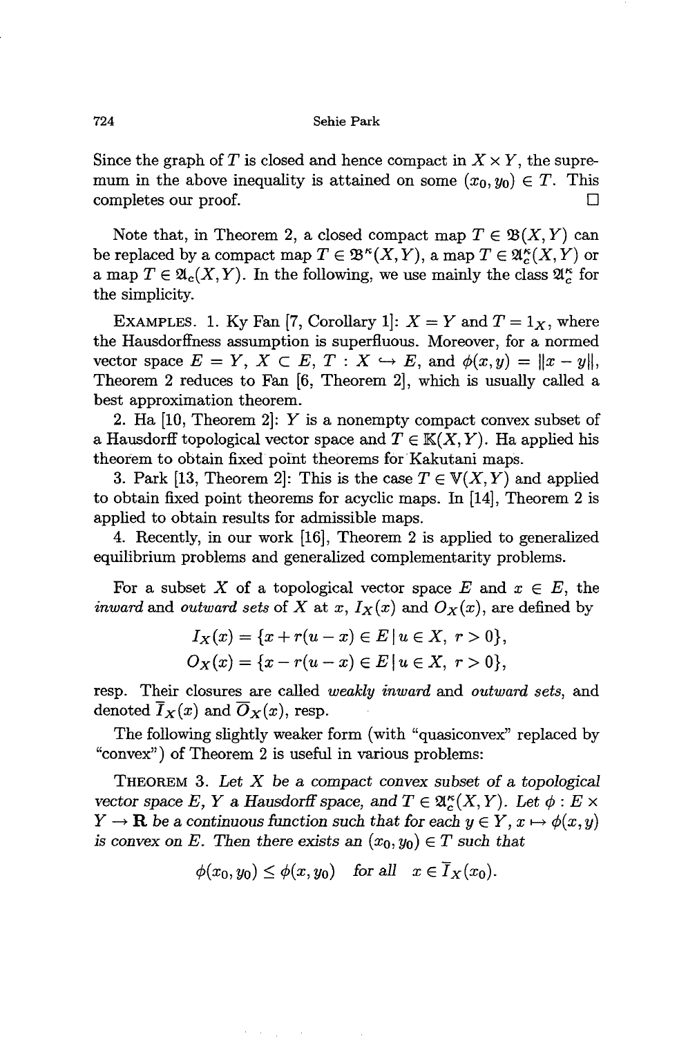Since the graph of $T$ is closed and hence compact in $X \times Y$, the supremum in the above inequality is attained on some $(x_0, y_0) \in T$. This completes our proof. $\square$

Note that, in Theorem 2, a closed compact map $T \in \mathfrak{B}(X, Y)$ can be replaced by a compact map $T \in \mathfrak{B}^\kappa(X, Y)$, a map $T \in \mathfrak{A}_c^\kappa(X, Y)$ or a map $T \in \mathfrak{A}_c(X, Y)$. In the following, we use mainly the class $\mathfrak{A}_c^\kappa$ for the simplicity.

EXAMPLES. 1. Ky Fan [7, Corollary 1]: $X = Y$ and $T = 1_X$, where the Hausdorffness assumption is superfluous. Moreover, for a normed vector space $E = Y$, $X \subset E$, $T : X \hookrightarrow E$, and $\phi(x, y) = \|x - y\|$, Theorem 2 reduces to Fan [6, Theorem 2], which is usually called a best approximation theorem.

2. Ha [10, Theorem 2]: $Y$ is a nonempty compact convex subset of a Hausdorff topological vector space and $T \in \mathbb{K}(X, Y)$. Ha applied his theorem to obtain fixed point theorems for Kakutani maps.

3. Park [13, Theorem 2]: This is the case $T \in \mathbb{V}(X, Y)$ and applied to obtain fixed point theorems for acyclic maps. In [14], Theorem 2 is applied to obtain results for admissible maps.

4. Recently, in our work [16], Theorem 2 is applied to generalized equilibrium problems and generalized complementarity problems.

For a subset $X$ of a topological vector space $E$ and $x \in E$, the *inward* and *outward sets* of $X$ at $x$, $I_X(x)$ and $O_X(x)$, are defined by

$$I_X(x) = \{x + r(u - x) \in E \mid u \in X,\ r > 0\},$$
$$O_X(x) = \{x - r(u - x) \in E \mid u \in X,\ r > 0\},$$

resp. Their closures are called *weakly inward* and *outward sets*, and denoted $\overline{I}_X(x)$ and $\overline{O}_X(x)$, resp.

The following slightly weaker form (with "quasiconvex" replaced by "convex") of Theorem 2 is useful in various problems:

THEOREM 3. *Let $X$ be a compact convex subset of a topological vector space $E$, $Y$ a Hausdorff space, and $T \in \mathfrak{A}_c^\kappa(X, Y)$. Let $\phi : E \times Y \to \mathbf{R}$ be a continuous function such that for each $y \in Y$, $x \mapsto \phi(x, y)$ is convex on $E$. Then there exists an $(x_0, y_0) \in T$ such that*

$$\phi(x_0, y_0) \le \phi(x, y_0) \quad \text{for all} \quad x \in \overline{I}_X(x_0).$$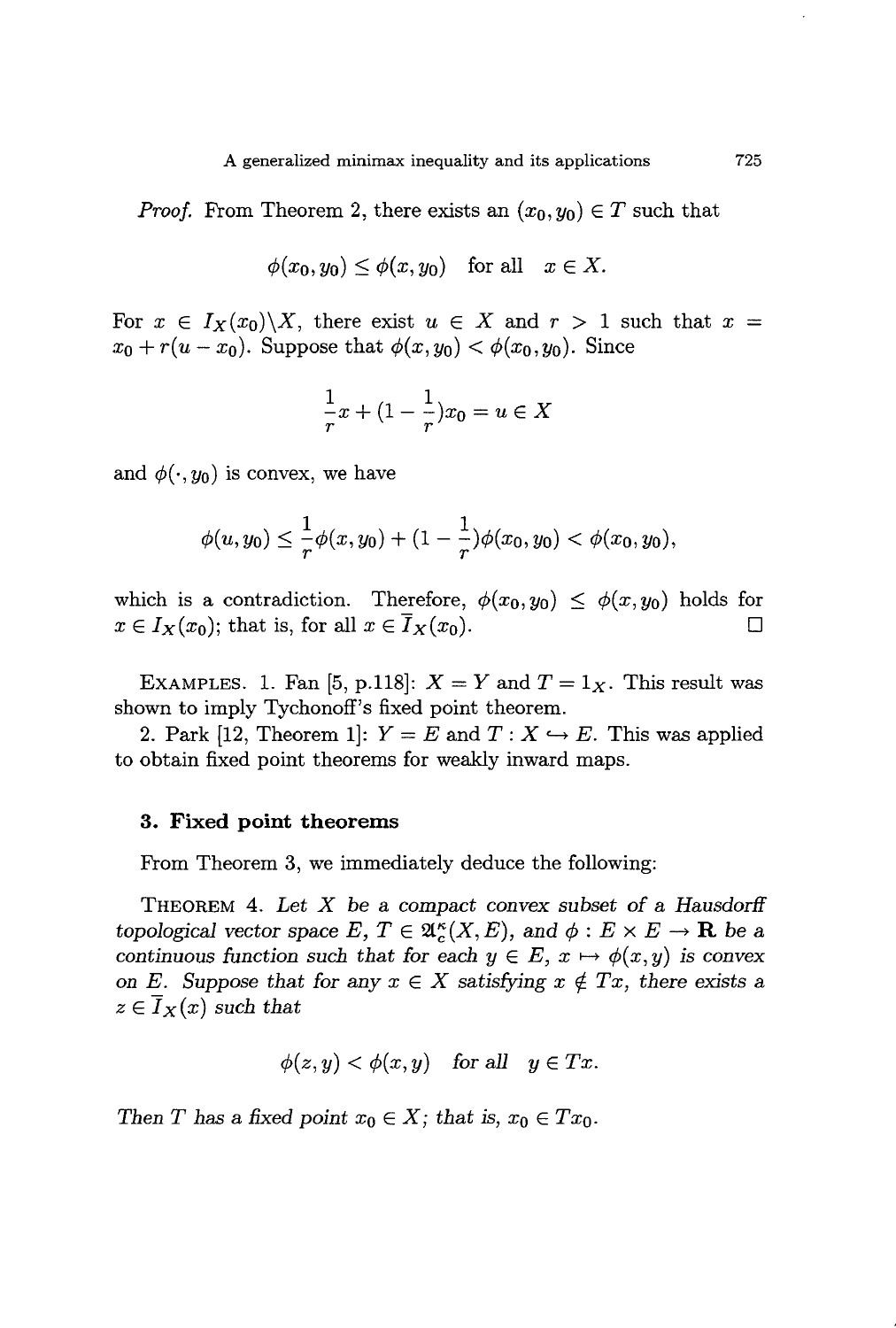*Proof.* From Theorem 2, there exists an $(x_0, y_0) \in T$ such that

$$\phi(x_0, y_0) \leq \phi(x, y_0) \quad \text{for all} \quad x \in X.$$

For $x \in I_X(x_0) \backslash X$, there exist $u \in X$ and $r > 1$ such that $x = x_0 + r(u - x_0)$. Suppose that $\phi(x, y_0) < \phi(x_0, y_0)$. Since

$$\frac{1}{r}x + (1 - \frac{1}{r})x_0 = u \in X$$

and $\phi(\cdot, y_0)$ is convex, we have

$$\phi(u, y_0) \leq \frac{1}{r}\phi(x, y_0) + (1 - \frac{1}{r})\phi(x_0, y_0) < \phi(x_0, y_0),$$

which is a contradiction. Therefore, $\phi(x_0, y_0) \leq \phi(x, y_0)$ holds for $x \in I_X(x_0)$; that is, for all $x \in \overline{I}_X(x_0)$. □

EXAMPLES. 1. Fan [5, p.118]: $X = Y$ and $T = 1_X$. This result was shown to imply Tychonoff's fixed point theorem.

2. Park [12, Theorem 1]: $Y = E$ and $T : X \hookrightarrow E$. This was applied to obtain fixed point theorems for weakly inward maps.

## 3. Fixed point theorems

From Theorem 3, we immediately deduce the following:

THEOREM 4. *Let $X$ be a compact convex subset of a Hausdorff topological vector space $E$, $T \in \mathfrak{A}_c^\kappa(X, E)$, and $\phi : E \times E \to \mathbf{R}$ be a continuous function such that for each $y \in E$, $x \mapsto \phi(x, y)$ is convex on $E$. Suppose that for any $x \in X$ satisfying $x \notin Tx$, there exists a $z \in \overline{I}_X(x)$ such that*

$$\phi(z, y) < \phi(x, y) \quad \text{for all} \quad y \in Tx.$$

*Then $T$ has a fixed point $x_0 \in X$; that is, $x_0 \in Tx_0$.*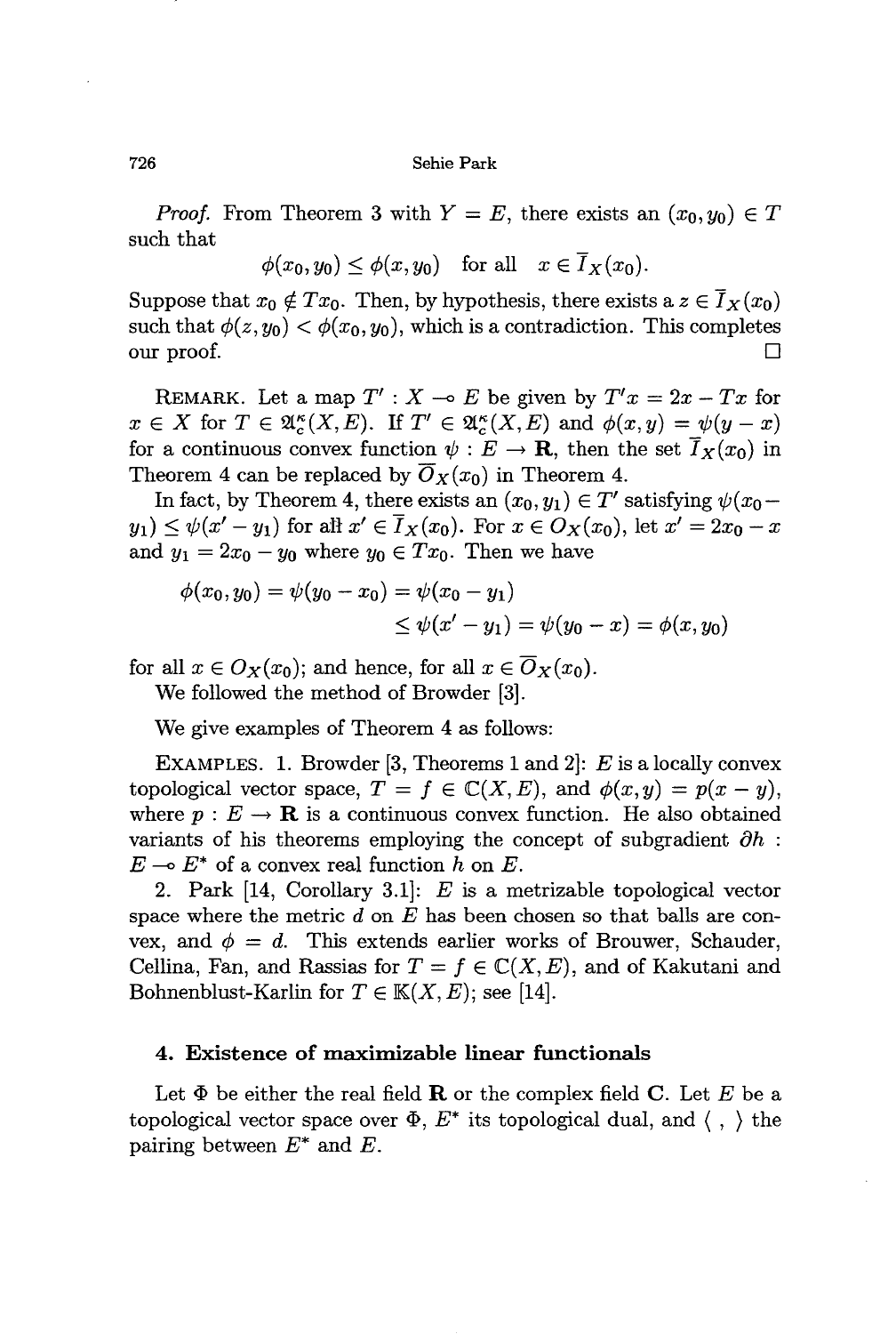*Proof.* From Theorem 3 with $Y = E$, there exists an $(x_0, y_0) \in T$ such that

$$\phi(x_0, y_0) \leq \phi(x, y_0) \quad \text{for all} \quad x \in \overline{I}_X(x_0).$$

Suppose that $x_0 \notin Tx_0$. Then, by hypothesis, there exists a $z \in \overline{I}_X(x_0)$ such that $\phi(z, y_0) < \phi(x_0, y_0)$, which is a contradiction. This completes our proof. □

REMARK. Let a map $T' : X \multimap E$ be given by $T'x = 2x - Tx$ for $x \in X$ for $T \in \mathfrak{A}_c^\kappa(X, E)$. If $T' \in \mathfrak{A}_c^\kappa(X, E)$ and $\phi(x, y) = \psi(y - x)$ for a continuous convex function $\psi : E \to \mathbf{R}$, then the set $\overline{I}_X(x_0)$ in Theorem 4 can be replaced by $\overline{O}_X(x_0)$ in Theorem 4.

In fact, by Theorem 4, there exists an $(x_0, y_1) \in T'$ satisfying $\psi(x_0 - y_1) \leq \psi(x' - y_1)$ for all $x' \in \overline{I}_X(x_0)$. For $x \in O_X(x_0)$, let $x' = 2x_0 - x$ and $y_1 = 2x_0 - y_0$ where $y_0 \in Tx_0$. Then we have

$$\begin{aligned}\phi(x_0, y_0) = \psi(y_0 - x_0) &= \psi(x_0 - y_1) \\ &\leq \psi(x' - y_1) = \psi(y_0 - x) = \phi(x, y_0)\end{aligned}$$

for all $x \in O_X(x_0)$; and hence, for all $x \in \overline{O}_X(x_0)$.

We followed the method of Browder [3].

We give examples of Theorem 4 as follows:

EXAMPLES. 1. Browder [3, Theorems 1 and 2]: $E$ is a locally convex topological vector space, $T = f \in \mathbb{C}(X, E)$, and $\phi(x, y) = p(x - y)$, where $p : E \to \mathbf{R}$ is a continuous convex function. He also obtained variants of his theorems employing the concept of subgradient $\partial h : E \multimap E^*$ of a convex real function $h$ on $E$.

2. Park [14, Corollary 3.1]: $E$ is a metrizable topological vector space where the metric $d$ on $E$ has been chosen so that balls are convex, and $\phi = d$. This extends earlier works of Brouwer, Schauder, Cellina, Fan, and Rassias for $T = f \in \mathbb{C}(X, E)$, and of Kakutani and Bohnenblust-Karlin for $T \in \mathbb{K}(X, E)$; see [14].

## 4. Existence of maximizable linear functionals

Let $\Phi$ be either the real field $\mathbf{R}$ or the complex field $\mathbf{C}$. Let $E$ be a topological vector space over $\Phi$, $E^*$ its topological dual, and $\langle\ ,\ \rangle$ the pairing between $E^*$ and $E$.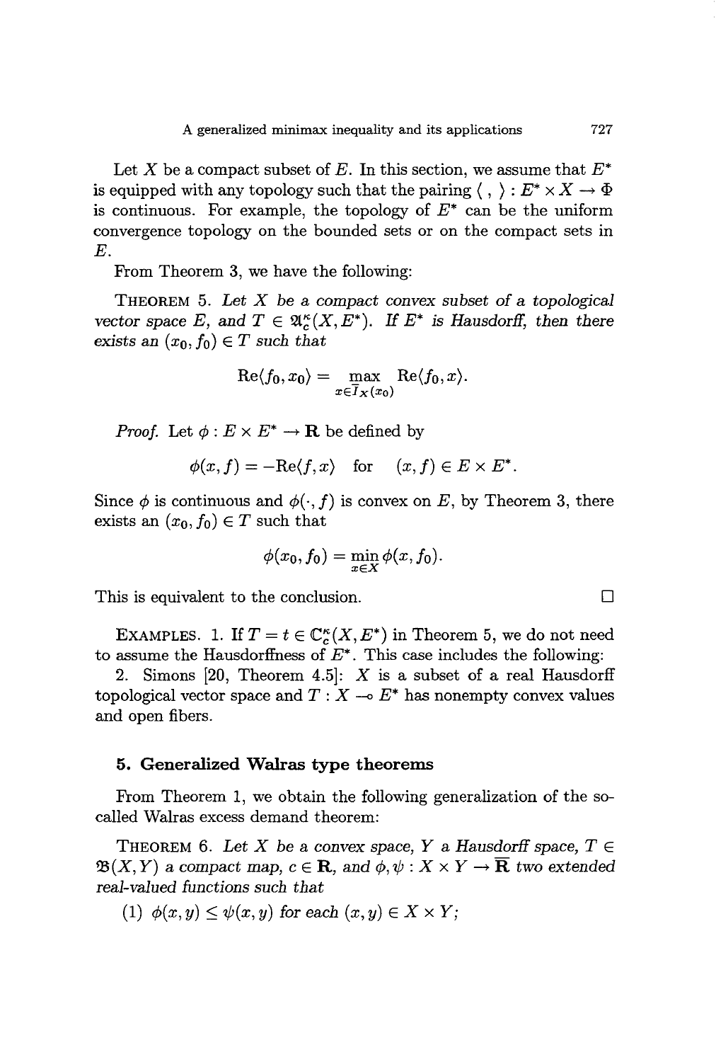Let $X$ be a compact subset of $E$. In this section, we assume that $E^*$ is equipped with any topology such that the pairing $\langle\ ,\ \rangle : E^* \times X \to \Phi$ is continuous. For example, the topology of $E^*$ can be the uniform convergence topology on the bounded sets or on the compact sets in $E$.

From Theorem 3, we have the following:

THEOREM 5. *Let $X$ be a compact convex subset of a topological vector space $E$, and $T \in \mathfrak{A}_c^\kappa(X, E^*)$. If $E^*$ is Hausdorff, then there exists an $(x_0, f_0) \in T$ such that*

$$\operatorname{Re}\langle f_0, x_0\rangle = \max_{x \in \overline{I}_X(x_0)} \operatorname{Re}\langle f_0, x\rangle.$$

*Proof.* Let $\phi : E \times E^* \to \mathbf{R}$ be defined by

$$\phi(x, f) = -\operatorname{Re}\langle f, x\rangle \quad \text{for} \quad (x, f) \in E \times E^*.$$

Since $\phi$ is continuous and $\phi(\cdot, f)$ is convex on $E$, by Theorem 3, there exists an $(x_0, f_0) \in T$ such that

$$\phi(x_0, f_0) = \min_{x \in X} \phi(x, f_0).$$

This is equivalent to the conclusion. $\square$

EXAMPLES. 1. If $T = t \in \mathbb{C}_c^\kappa(X, E^*)$ in Theorem 5, we do not need to assume the Hausdorffness of $E^*$. This case includes the following:

2. Simons [20, Theorem 4.5]: $X$ is a subset of a real Hausdorff topological vector space and $T : X \multimap E^*$ has nonempty convex values and open fibers.

## 5. Generalized Walras type theorems

From Theorem 1, we obtain the following generalization of the so-called Walras excess demand theorem:

THEOREM 6. *Let $X$ be a convex space, $Y$ a Hausdorff space, $T \in \mathfrak{B}(X, Y)$ a compact map, $c \in \mathbf{R}$, and $\phi, \psi : X \times Y \to \overline{\mathbf{R}}$ two extended real-valued functions such that*

(1) *$\phi(x, y) \leq \psi(x, y)$ for each $(x, y) \in X \times Y$;*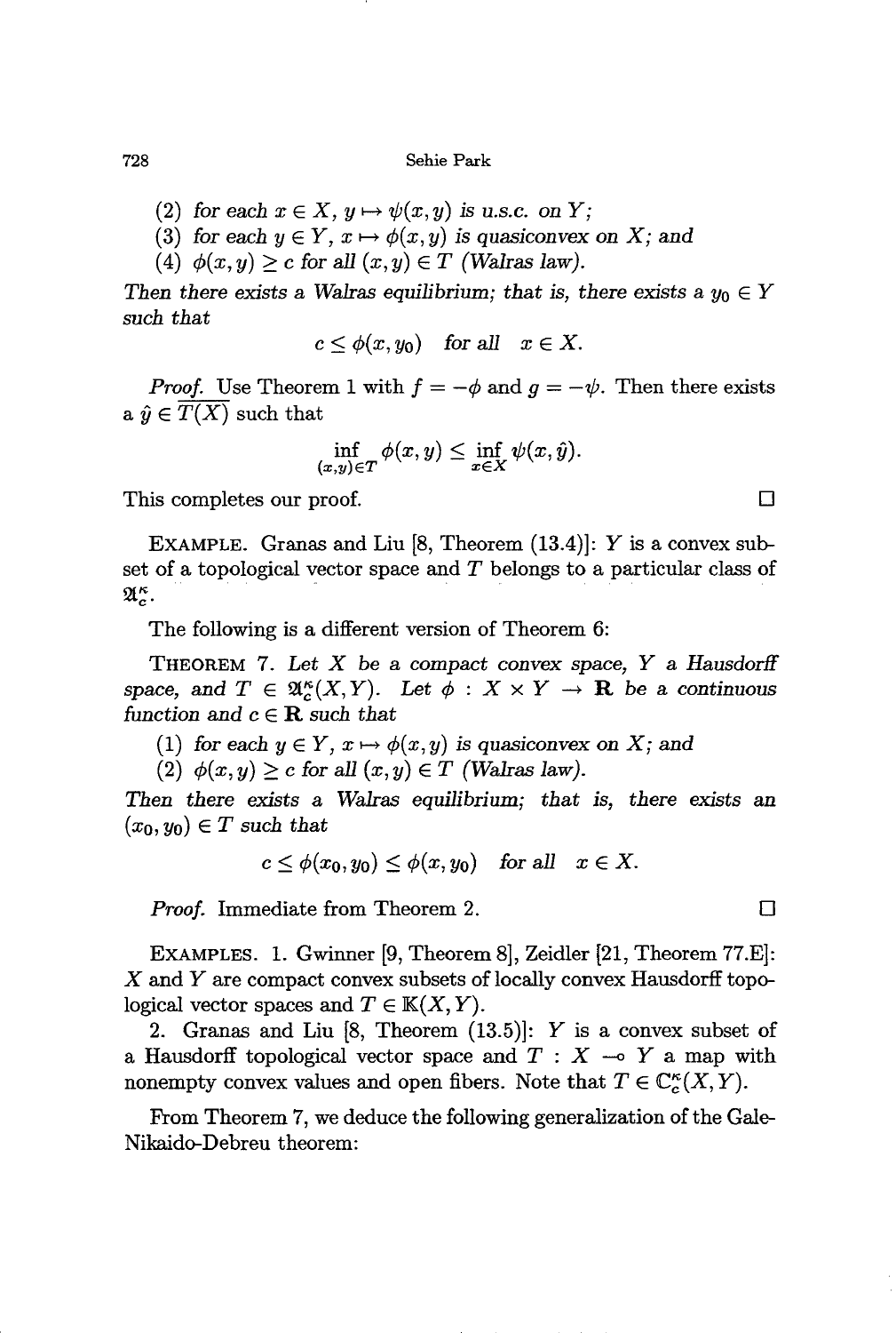(2) *for each* $x \in X$, $y \mapsto \psi(x,y)$ *is u.s.c. on* $Y$;

(3) *for each* $y \in Y$, $x \mapsto \phi(x,y)$ *is quasiconvex on* $X$; *and*

(4) $\phi(x,y) \geq c$ *for all* $(x,y) \in T$ *(Walras law).*

*Then there exists a Walras equilibrium; that is, there exists a* $y_0 \in Y$ *such that*

$$c \leq \phi(x, y_0) \quad \text{for all} \quad x \in X.$$

*Proof.* Use Theorem 1 with $f = -\phi$ and $g = -\psi$. Then there exists a $\hat{y} \in \overline{T(X)}$ such that

$$\inf_{(x,y)\in T} \phi(x,y) \leq \inf_{x \in X} \psi(x, \hat{y}).$$

This completes our proof. □

EXAMPLE. Granas and Liu [8, Theorem (13.4)]: $Y$ is a convex subset of a topological vector space and $T$ belongs to a particular class of $\mathfrak{A}_c^\kappa$.

The following is a different version of Theorem 6:

THEOREM 7. *Let* $X$ *be a compact convex space,* $Y$ *a Hausdorff space, and* $T \in \mathfrak{A}_c^\kappa(X,Y)$. *Let* $\phi : X \times Y \to \mathbf{R}$ *be a continuous function and* $c \in \mathbf{R}$ *such that*

(1) *for each* $y \in Y$, $x \mapsto \phi(x,y)$ *is quasiconvex on* $X$; *and*

(2) $\phi(x,y) \geq c$ *for all* $(x,y) \in T$ *(Walras law).*

*Then there exists a Walras equilibrium; that is, there exists an* $(x_0, y_0) \in T$ *such that*

$$c \leq \phi(x_0, y_0) \leq \phi(x, y_0) \quad \text{for all} \quad x \in X.$$

*Proof.* Immediate from Theorem 2. □

EXAMPLES. 1. Gwinner [9, Theorem 8], Zeidler [21, Theorem 77.E]: $X$ and $Y$ are compact convex subsets of locally convex Hausdorff topological vector spaces and $T \in \mathbb{K}(X,Y)$.

2. Granas and Liu [8, Theorem (13.5)]: $Y$ is a convex subset of a Hausdorff topological vector space and $T : X \multimap Y$ a map with nonempty convex values and open fibers. Note that $T \in \mathbb{C}_c^\kappa(X,Y)$.

From Theorem 7, we deduce the following generalization of the Gale-Nikaido-Debreu theorem: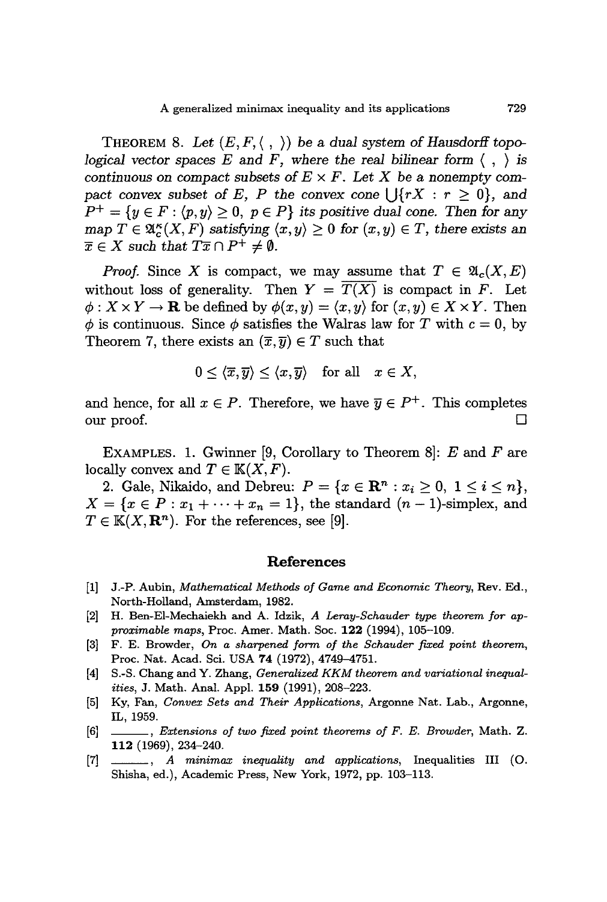**Theorem 8.** *Let $(E, F, \langle \ , \ \rangle)$ be a dual system of Hausdorff topological vector spaces $E$ and $F$, where the real bilinear form $\langle \ , \ \rangle$ is continuous on compact subsets of $E \times F$. Let $X$ be a nonempty compact convex subset of $E$, $P$ the convex cone $\bigcup\{rX : r \geq 0\}$, and $P^+ = \{y \in F : \langle p, y \rangle \geq 0, \ p \in P\}$ its positive dual cone. Then for any map $T \in \mathfrak{A}_c^\kappa(X, F)$ satisfying $\langle x, y \rangle \geq 0$ for $(x, y) \in T$, there exists an $\overline{x} \in X$ such that $T\overline{x} \cap P^+ \neq \emptyset$.*

*Proof.* Since $X$ is compact, we may assume that $T \in \mathfrak{A}_c(X, E)$ without loss of generality. Then $Y = \overline{T(X)}$ is compact in $F$. Let $\phi : X \times Y \to \mathbf{R}$ be defined by $\phi(x, y) = \langle x, y \rangle$ for $(x, y) \in X \times Y$. Then $\phi$ is continuous. Since $\phi$ satisfies the Walras law for $T$ with $c = 0$, by Theorem 7, there exists an $(\overline{x}, \overline{y}) \in T$ such that

$$0 \leq \langle \overline{x}, \overline{y} \rangle \leq \langle x, \overline{y} \rangle \quad \text{for all} \quad x \in X,$$

and hence, for all $x \in P$. Therefore, we have $\overline{y} \in P^+$. This completes our proof. $\square$

**Examples.** 1. Gwinner [9, Corollary to Theorem 8]: $E$ and $F$ are locally convex and $T \in \mathbb{K}(X, F)$.

2. Gale, Nikaido, and Debreu: $P = \{x \in \mathbf{R}^n : x_i \geq 0, \ 1 \leq i \leq n\}$, $X = \{x \in P : x_1 + \cdots + x_n = 1\}$, the standard $(n-1)$-simplex, and $T \in \mathbb{K}(X, \mathbf{R}^n)$. For the references, see [9].

## References

[1] J.-P. Aubin, *Mathematical Methods of Game and Economic Theory*, Rev. Ed., North-Holland, Amsterdam, 1982.

[2] H. Ben-El-Mechaiekh and A. Idzik, *A Leray-Schauder type theorem for approximable maps*, Proc. Amer. Math. Soc. **122** (1994), 105–109.

[3] F. E. Browder, *On a sharpened form of the Schauder fixed point theorem*, Proc. Nat. Acad. Sci. USA **74** (1972), 4749–4751.

[4] S.-S. Chang and Y. Zhang, *Generalized KKM theorem and variational inequalities*, J. Math. Anal. Appl. **159** (1991), 208–223.

[5] Ky, Fan, *Convex Sets and Their Applications*, Argonne Nat. Lab., Argonne, IL, 1959.

[6] ———, *Extensions of two fixed point theorems of F. E. Browder*, Math. Z. **112** (1969), 234–240.

[7] ———, *A minimax inequality and applications*, Inequalities III (O. Shisha, ed.), Academic Press, New York, 1972, pp. 103–113.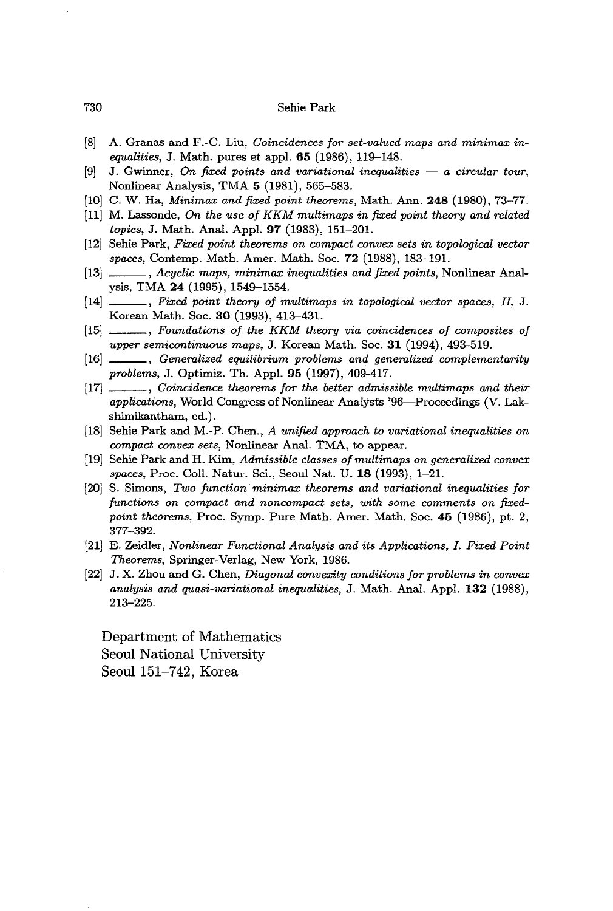[8] A. Granas and F.-C. Liu, *Coincidences for set-valued maps and minimax inequalities*, J. Math. pures et appl. **65** (1986), 119–148.

[9] J. Gwinner, *On fixed points and variational inequalities — a circular tour*, Nonlinear Analysis, TMA **5** (1981), 565–583.

[10] C. W. Ha, *Minimax and fixed point theorems*, Math. Ann. **248** (1980), 73–77.

[11] M. Lassonde, *On the use of KKM multimaps in fixed point theory and related topics*, J. Math. Anal. Appl. **97** (1983), 151–201.

[12] Sehie Park, *Fixed point theorems on compact convex sets in topological vector spaces*, Contemp. Math. Amer. Math. Soc. **72** (1988), 183–191.

[13] ———, *Acyclic maps, minimax inequalities and fixed points*, Nonlinear Analysis, TMA **24** (1995), 1549–1554.

[14] ———, *Fixed point theory of multimaps in topological vector spaces, II*, J. Korean Math. Soc. **30** (1993), 413–431.

[15] ———, *Foundations of the KKM theory via coincidences of composites of upper semicontinuous maps*, J. Korean Math. Soc. **31** (1994), 493-519.

[16] ———, *Generalized equilibrium problems and generalized complementarity problems*, J. Optimiz. Th. Appl. **95** (1997), 409-417.

[17] ———, *Coincidence theorems for the better admissible multimaps and their applications*, World Congress of Nonlinear Analysts '96—Proceedings (V. Lakshimikantham, ed.).

[18] Sehie Park and M.-P. Chen., *A unified approach to variational inequalities on compact convex sets*, Nonlinear Anal. TMA, to appear.

[19] Sehie Park and H. Kim, *Admissible classes of multimaps on generalized convex spaces*, Proc. Coll. Natur. Sci., Seoul Nat. U. **18** (1993), 1–21.

[20] S. Simons, *Two function minimax theorems and variational inequalities for functions on compact and noncompact sets, with some comments on fixed-point theorems*, Proc. Symp. Pure Math. Amer. Math. Soc. **45** (1986), pt. 2, 377–392.

[21] E. Zeidler, *Nonlinear Functional Analysis and its Applications, I. Fixed Point Theorems*, Springer-Verlag, New York, 1986.

[22] J. X. Zhou and G. Chen, *Diagonal convexity conditions for problems in convex analysis and quasi-variational inequalities*, J. Math. Anal. Appl. **132** (1988), 213–225.

Department of Mathematics
Seoul National University
Seoul 151–742, Korea